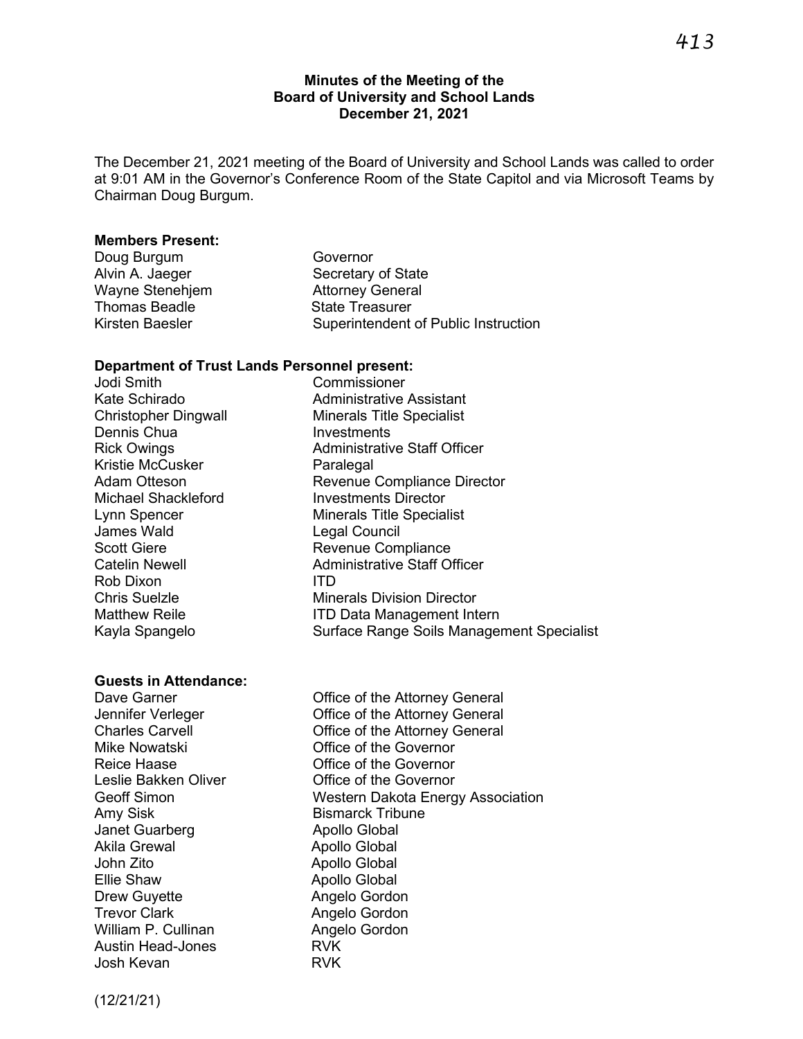**Minutes of the Meeting of the**
**Board of University and School Lands**
**December 21, 2021**

The December 21, 2021 meeting of the Board of University and School Lands was called to order at 9:01 AM in the Governor's Conference Room of the State Capitol and via Microsoft Teams by Chairman Doug Burgum.

**Members Present:**

| | |
|---|---|
| Doug Burgum | Governor |
| Alvin A. Jaeger | Secretary of State |
| Wayne Stenehjem | Attorney General |
| Thomas Beadle | State Treasurer |
| Kirsten Baesler | Superintendent of Public Instruction |

**Department of Trust Lands Personnel present:**

| | |
|---|---|
| Jodi Smith | Commissioner |
| Kate Schirado | Administrative Assistant |
| Christopher Dingwall | Minerals Title Specialist |
| Dennis Chua | Investments |
| Rick Owings | Administrative Staff Officer |
| Kristie McCusker | Paralegal |
| Adam Otteson | Revenue Compliance Director |
| Michael Shackleford | Investments Director |
| Lynn Spencer | Minerals Title Specialist |
| James Wald | Legal Council |
| Scott Giere | Revenue Compliance |
| Catelin Newell | Administrative Staff Officer |
| Rob Dixon | ITD |
| Chris Suelzle | Minerals Division Director |
| Matthew Reile | ITD Data Management Intern |
| Kayla Spangelo | Surface Range Soils Management Specialist |

**Guests in Attendance:**

| | |
|---|---|
| Dave Garner | Office of the Attorney General |
| Jennifer Verleger | Office of the Attorney General |
| Charles Carvell | Office of the Attorney General |
| Mike Nowatski | Office of the Governor |
| Reice Haase | Office of the Governor |
| Leslie Bakken Oliver | Office of the Governor |
| Geoff Simon | Western Dakota Energy Association |
| Amy Sisk | Bismarck Tribune |
| Janet Guarberg | Apollo Global |
| Akila Grewal | Apollo Global |
| John Zito | Apollo Global |
| Ellie Shaw | Apollo Global |
| Drew Guyette | Angelo Gordon |
| Trevor Clark | Angelo Gordon |
| William P. Cullinan | Angelo Gordon |
| Austin Head-Jones | RVK |
| Josh Kevan | RVK |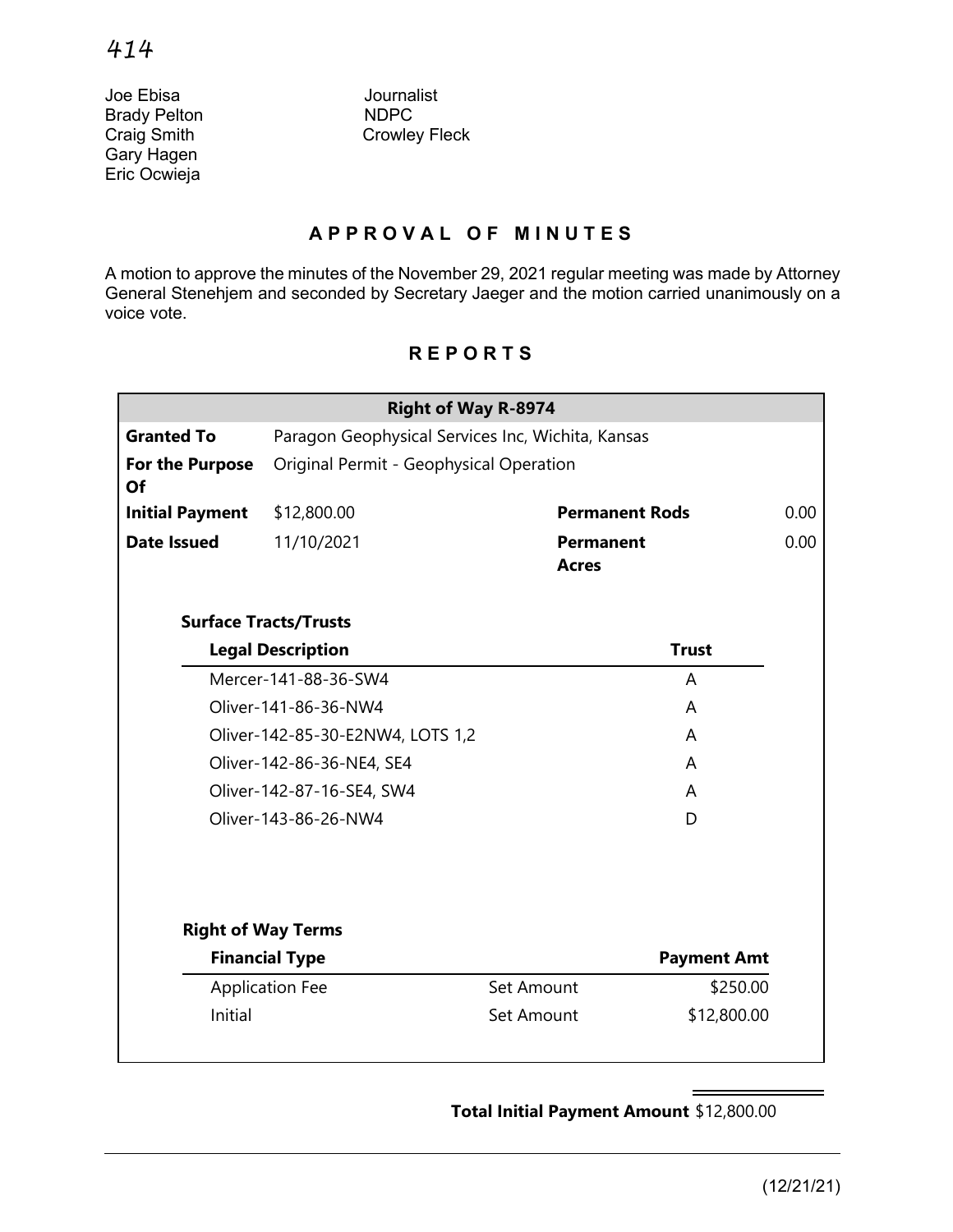| | |
|---|---|
| Joe Ebisa | Journalist |
| Brady Pelton | NDPC |
| Craig Smith | Crowley Fleck |
| Gary Hagen | |
| Eric Ocwieja | |

## APPROVAL OF MINUTES

A motion to approve the minutes of the November 29, 2021 regular meeting was made by Attorney General Stenehjem and seconded by Secretary Jaeger and the motion carried unanimously on a voice vote.

## REPORTS

**Right of Way R-8974**

| | | | |
|---|---|---|---|
| **Granted To** | Paragon Geophysical Services Inc, Wichita, Kansas | | |
| **For the Purpose Of** | Original Permit - Geophysical Operation | | |
| **Initial Payment** | $12,800.00 | **Permanent Rods** | 0.00 |
| **Date Issued** | 11/10/2021 | **Permanent Acres** | 0.00 |

**Surface Tracts/Trusts**

| Legal Description | Trust |
|---|---|
| Mercer-141-88-36-SW4 | A |
| Oliver-141-86-36-NW4 | A |
| Oliver-142-85-30-E2NW4, LOTS 1,2 | A |
| Oliver-142-86-36-NE4, SE4 | A |
| Oliver-142-87-16-SE4, SW4 | A |
| Oliver-143-86-26-NW4 | D |

**Right of Way Terms**

| Financial Type | | Payment Amt |
|---|---|---|
| Application Fee | Set Amount | $250.00 |
| Initial | Set Amount | $12,800.00 |

**Total Initial Payment Amount** $12,800.00

(12/21/21)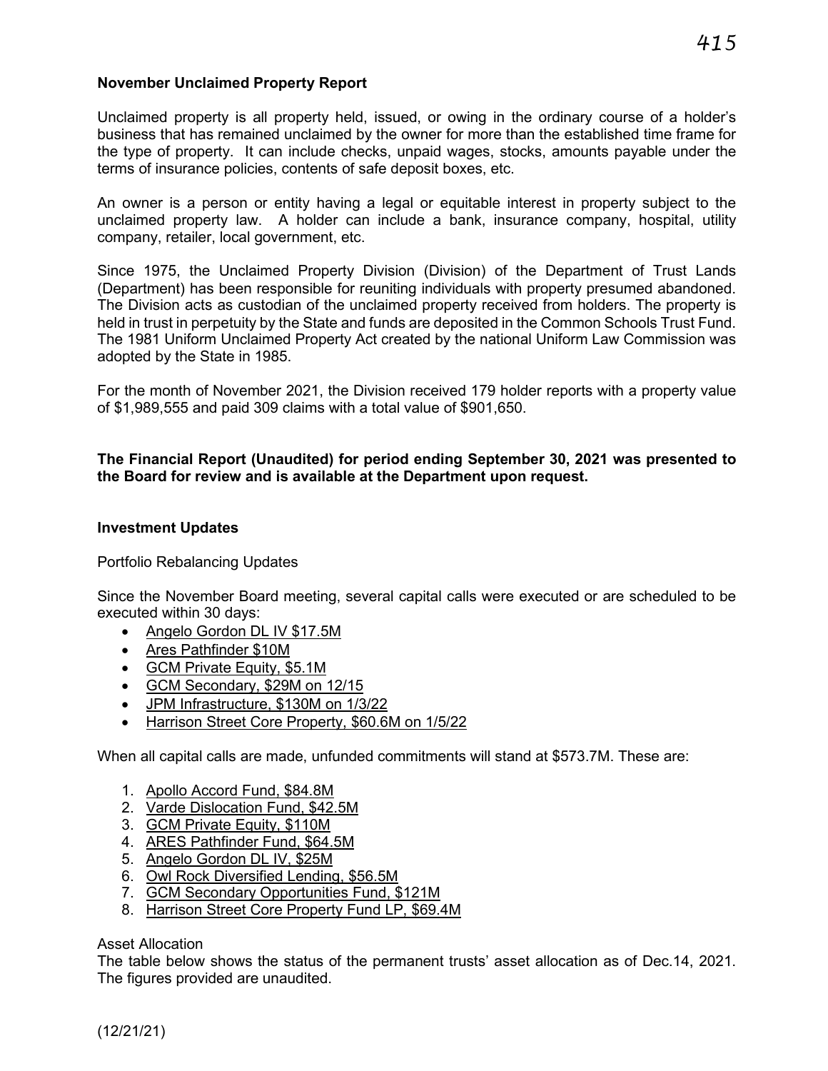**November Unclaimed Property Report**

Unclaimed property is all property held, issued, or owing in the ordinary course of a holder's business that has remained unclaimed by the owner for more than the established time frame for the type of property. It can include checks, unpaid wages, stocks, amounts payable under the terms of insurance policies, contents of safe deposit boxes, etc.

An owner is a person or entity having a legal or equitable interest in property subject to the unclaimed property law. A holder can include a bank, insurance company, hospital, utility company, retailer, local government, etc.

Since 1975, the Unclaimed Property Division (Division) of the Department of Trust Lands (Department) has been responsible for reuniting individuals with property presumed abandoned. The Division acts as custodian of the unclaimed property received from holders. The property is held in trust in perpetuity by the State and funds are deposited in the Common Schools Trust Fund. The 1981 Uniform Unclaimed Property Act created by the national Uniform Law Commission was adopted by the State in 1985.

For the month of November 2021, the Division received 179 holder reports with a property value of $1,989,555 and paid 309 claims with a total value of $901,650.

**The Financial Report (Unaudited) for period ending September 30, 2021 was presented to the Board for review and is available at the Department upon request.**

**Investment Updates**

Portfolio Rebalancing Updates

Since the November Board meeting, several capital calls were executed or are scheduled to be executed within 30 days:

- Angelo Gordon DL IV $17.5M
- Ares Pathfinder $10M
- GCM Private Equity, $5.1M
- GCM Secondary, $29M on 12/15
- JPM Infrastructure, $130M on 1/3/22
- Harrison Street Core Property, $60.6M on 1/5/22

When all capital calls are made, unfunded commitments will stand at $573.7M. These are:

1. Apollo Accord Fund, $84.8M
2. Varde Dislocation Fund, $42.5M
3. GCM Private Equity, $110M
4. ARES Pathfinder Fund, $64.5M
5. Angelo Gordon DL IV, $25M
6. Owl Rock Diversified Lending, $56.5M
7. GCM Secondary Opportunities Fund, $121M
8. Harrison Street Core Property Fund LP, $69.4M

Asset Allocation

The table below shows the status of the permanent trusts' asset allocation as of Dec.14, 2021. The figures provided are unaudited.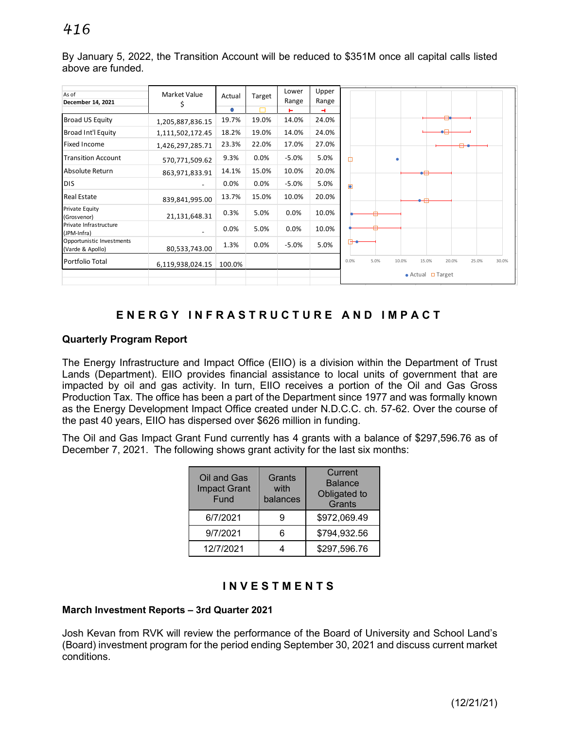By January 5, 2022, the Transition Account will be reduced to $351M once all capital calls listed above are funded.

| As of December 14, 2021 | Market Value $ | Actual | Target | Lower Range | Upper Range |
|---|---|---|---|---|---|
| Broad US Equity | 1,205,887,836.15 | 19.7% | 19.0% | 14.0% | 24.0% |
| Broad Int'l Equity | 1,111,502,172.45 | 18.2% | 19.0% | 14.0% | 24.0% |
| Fixed Income | 1,426,297,285.71 | 23.3% | 22.0% | 17.0% | 27.0% |
| Transition Account | 570,771,509.62 | 9.3% | 0.0% | -5.0% | 5.0% |
| Absolute Return | 863,971,833.91 | 14.1% | 15.0% | 10.0% | 20.0% |
| DIS | - | 0.0% | 0.0% | -5.0% | 5.0% |
| Real Estate | 839,841,995.00 | 13.7% | 15.0% | 10.0% | 20.0% |
| Private Equity (Grosvenor) | 21,131,648.31 | 0.3% | 5.0% | 0.0% | 10.0% |
| Private Infrastructure (JPM-Infra) | - | 0.0% | 5.0% | 0.0% | 10.0% |
| Opportunistic Investments (Varde & Apollo) | 80,533,743.00 | 1.3% | 0.0% | -5.0% | 5.0% |
| Portfolio Total | 6,119,938,024.15 | 100.0% | | | |

## ENERGY INFRASTRUCTURE AND IMPACT

### Quarterly Program Report

The Energy Infrastructure and Impact Office (EIIO) is a division within the Department of Trust Lands (Department). EIIO provides financial assistance to local units of government that are impacted by oil and gas activity. In turn, EIIO receives a portion of the Oil and Gas Gross Production Tax. The office has been a part of the Department since 1977 and was formally known as the Energy Development Impact Office created under N.D.C.C. ch. 57-62. Over the course of the past 40 years, EIIO has dispersed over $626 million in funding.

The Oil and Gas Impact Grant Fund currently has 4 grants with a balance of $297,596.76 as of December 7, 2021. The following shows grant activity for the last six months:

| Oil and Gas Impact Grant Fund | Grants with balances | Current Balance Obligated to Grants |
|---|---|---|
| 6/7/2021 | 9 | $972,069.49 |
| 9/7/2021 | 6 | $794,932.56 |
| 12/7/2021 | 4 | $297,596.76 |

## INVESTMENTS

### March Investment Reports – 3rd Quarter 2021

Josh Kevan from RVK will review the performance of the Board of University and School Land's (Board) investment program for the period ending September 30, 2021 and discuss current market conditions.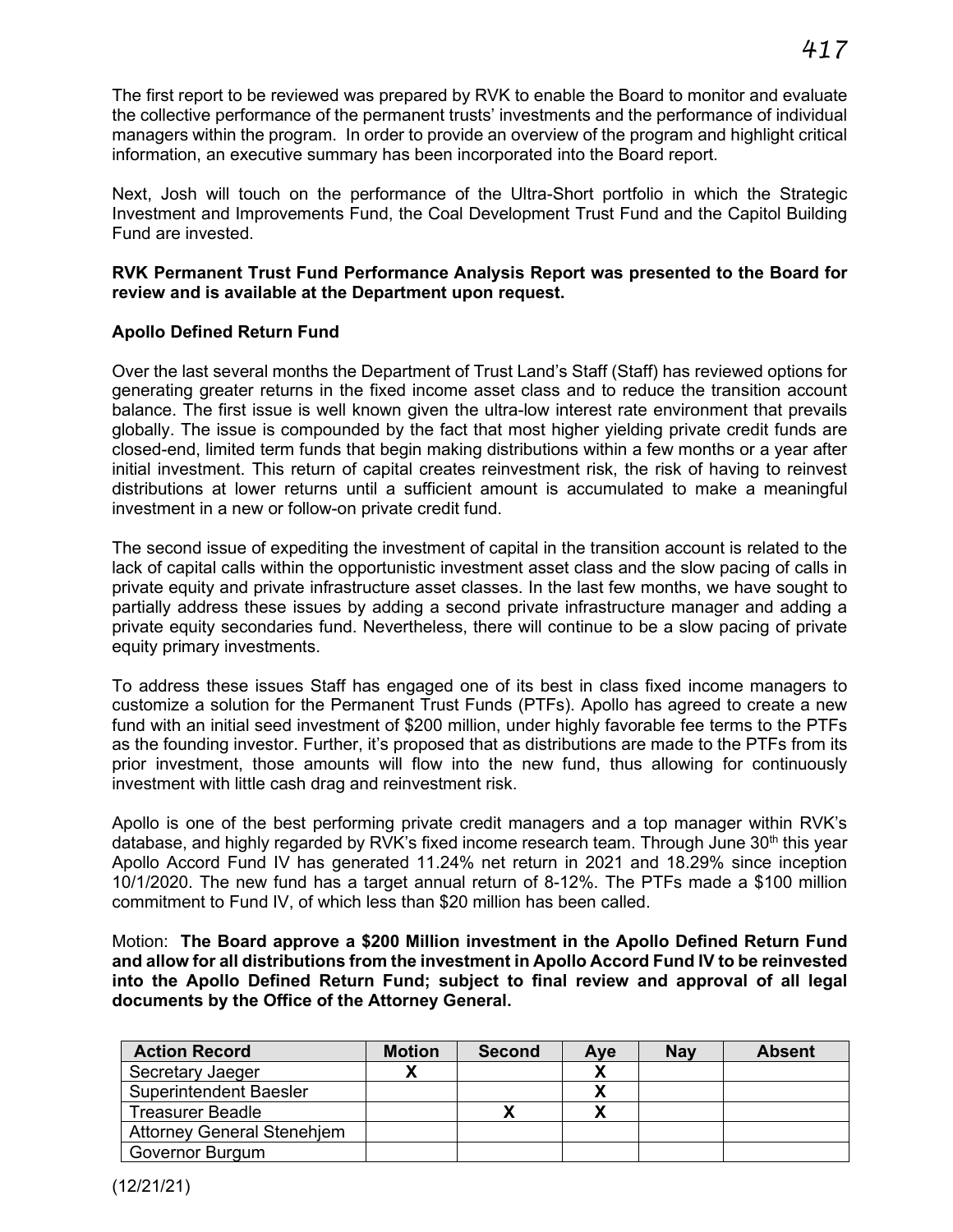The first report to be reviewed was prepared by RVK to enable the Board to monitor and evaluate the collective performance of the permanent trusts' investments and the performance of individual managers within the program. In order to provide an overview of the program and highlight critical information, an executive summary has been incorporated into the Board report.

Next, Josh will touch on the performance of the Ultra-Short portfolio in which the Strategic Investment and Improvements Fund, the Coal Development Trust Fund and the Capitol Building Fund are invested.

**RVK Permanent Trust Fund Performance Analysis Report was presented to the Board for review and is available at the Department upon request.**

**Apollo Defined Return Fund**

Over the last several months the Department of Trust Land's Staff (Staff) has reviewed options for generating greater returns in the fixed income asset class and to reduce the transition account balance. The first issue is well known given the ultra-low interest rate environment that prevails globally. The issue is compounded by the fact that most higher yielding private credit funds are closed-end, limited term funds that begin making distributions within a few months or a year after initial investment. This return of capital creates reinvestment risk, the risk of having to reinvest distributions at lower returns until a sufficient amount is accumulated to make a meaningful investment in a new or follow-on private credit fund.

The second issue of expediting the investment of capital in the transition account is related to the lack of capital calls within the opportunistic investment asset class and the slow pacing of calls in private equity and private infrastructure asset classes. In the last few months, we have sought to partially address these issues by adding a second private infrastructure manager and adding a private equity secondaries fund. Nevertheless, there will continue to be a slow pacing of private equity primary investments.

To address these issues Staff has engaged one of its best in class fixed income managers to customize a solution for the Permanent Trust Funds (PTFs). Apollo has agreed to create a new fund with an initial seed investment of $200 million, under highly favorable fee terms to the PTFs as the founding investor. Further, it's proposed that as distributions are made to the PTFs from its prior investment, those amounts will flow into the new fund, thus allowing for continuously investment with little cash drag and reinvestment risk.

Apollo is one of the best performing private credit managers and a top manager within RVK's database, and highly regarded by RVK's fixed income research team. Through June 30th this year Apollo Accord Fund IV has generated 11.24% net return in 2021 and 18.29% since inception 10/1/2020. The new fund has a target annual return of 8-12%. The PTFs made a $100 million commitment to Fund IV, of which less than $20 million has been called.

Motion: **The Board approve a $200 Million investment in the Apollo Defined Return Fund and allow for all distributions from the investment in Apollo Accord Fund IV to be reinvested into the Apollo Defined Return Fund; subject to final review and approval of all legal documents by the Office of the Attorney General.**

| Action Record | Motion | Second | Aye | Nay | Absent |
|---|---|---|---|---|---|
| Secretary Jaeger | X | | X | | |
| Superintendent Baesler | | | X | | |
| Treasurer Beadle | | X | X | | |
| Attorney General Stenehjem | | | | | |
| Governor Burgum | | | | | |

(12/21/21)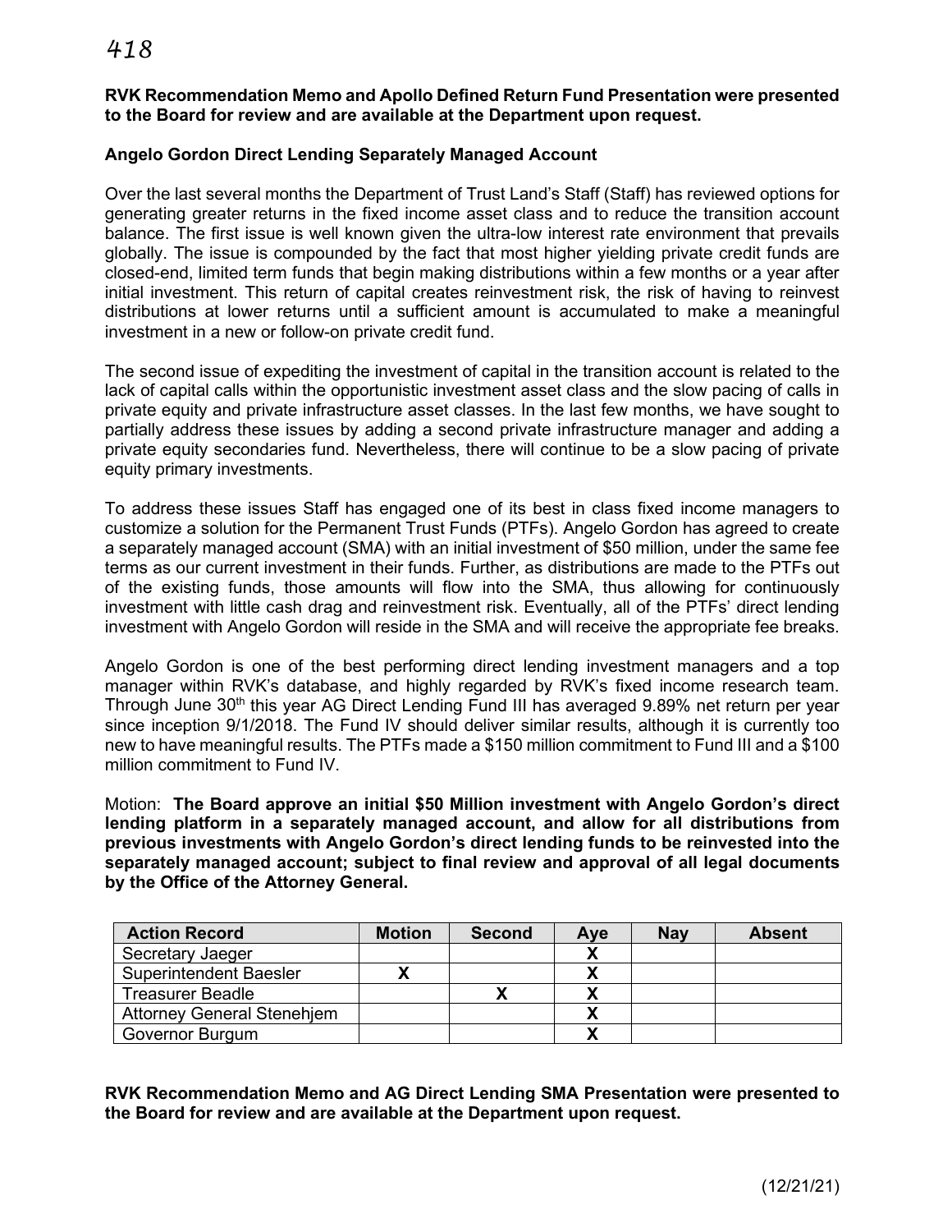**RVK Recommendation Memo and Apollo Defined Return Fund Presentation were presented to the Board for review and are available at the Department upon request.**

**Angelo Gordon Direct Lending Separately Managed Account**

Over the last several months the Department of Trust Land's Staff (Staff) has reviewed options for generating greater returns in the fixed income asset class and to reduce the transition account balance. The first issue is well known given the ultra-low interest rate environment that prevails globally. The issue is compounded by the fact that most higher yielding private credit funds are closed-end, limited term funds that begin making distributions within a few months or a year after initial investment. This return of capital creates reinvestment risk, the risk of having to reinvest distributions at lower returns until a sufficient amount is accumulated to make a meaningful investment in a new or follow-on private credit fund.

The second issue of expediting the investment of capital in the transition account is related to the lack of capital calls within the opportunistic investment asset class and the slow pacing of calls in private equity and private infrastructure asset classes. In the last few months, we have sought to partially address these issues by adding a second private infrastructure manager and adding a private equity secondaries fund. Nevertheless, there will continue to be a slow pacing of private equity primary investments.

To address these issues Staff has engaged one of its best in class fixed income managers to customize a solution for the Permanent Trust Funds (PTFs). Angelo Gordon has agreed to create a separately managed account (SMA) with an initial investment of $50 million, under the same fee terms as our current investment in their funds. Further, as distributions are made to the PTFs out of the existing funds, those amounts will flow into the SMA, thus allowing for continuously investment with little cash drag and reinvestment risk. Eventually, all of the PTFs' direct lending investment with Angelo Gordon will reside in the SMA and will receive the appropriate fee breaks.

Angelo Gordon is one of the best performing direct lending investment managers and a top manager within RVK's database, and highly regarded by RVK's fixed income research team. Through June 30th this year AG Direct Lending Fund III has averaged 9.89% net return per year since inception 9/1/2018. The Fund IV should deliver similar results, although it is currently too new to have meaningful results. The PTFs made a $150 million commitment to Fund III and a $100 million commitment to Fund IV.

Motion: **The Board approve an initial $50 Million investment with Angelo Gordon's direct lending platform in a separately managed account, and allow for all distributions from previous investments with Angelo Gordon's direct lending funds to be reinvested into the separately managed account; subject to final review and approval of all legal documents by the Office of the Attorney General.**

| Action Record | Motion | Second | Aye | Nay | Absent |
|---|---|---|---|---|---|
| Secretary Jaeger | | | X | | |
| Superintendent Baesler | X | | X | | |
| Treasurer Beadle | | X | X | | |
| Attorney General Stenehjem | | | X | | |
| Governor Burgum | | | X | | |

**RVK Recommendation Memo and AG Direct Lending SMA Presentation were presented to the Board for review and are available at the Department upon request.**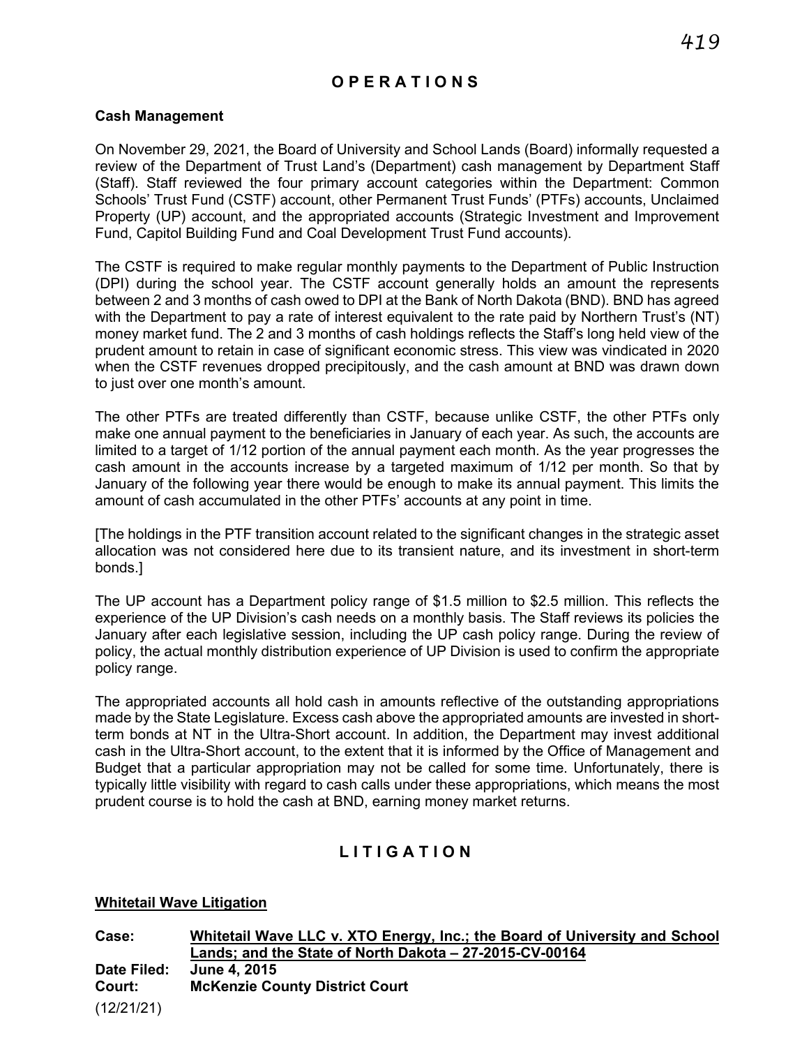# OPERATIONS

**Cash Management**

On November 29, 2021, the Board of University and School Lands (Board) informally requested a review of the Department of Trust Land's (Department) cash management by Department Staff (Staff). Staff reviewed the four primary account categories within the Department: Common Schools' Trust Fund (CSTF) account, other Permanent Trust Funds' (PTFs) accounts, Unclaimed Property (UP) account, and the appropriated accounts (Strategic Investment and Improvement Fund, Capitol Building Fund and Coal Development Trust Fund accounts).

The CSTF is required to make regular monthly payments to the Department of Public Instruction (DPI) during the school year. The CSTF account generally holds an amount the represents between 2 and 3 months of cash owed to DPI at the Bank of North Dakota (BND). BND has agreed with the Department to pay a rate of interest equivalent to the rate paid by Northern Trust's (NT) money market fund. The 2 and 3 months of cash holdings reflects the Staff's long held view of the prudent amount to retain in case of significant economic stress. This view was vindicated in 2020 when the CSTF revenues dropped precipitously, and the cash amount at BND was drawn down to just over one month's amount.

The other PTFs are treated differently than CSTF, because unlike CSTF, the other PTFs only make one annual payment to the beneficiaries in January of each year. As such, the accounts are limited to a target of 1/12 portion of the annual payment each month. As the year progresses the cash amount in the accounts increase by a targeted maximum of 1/12 per month. So that by January of the following year there would be enough to make its annual payment. This limits the amount of cash accumulated in the other PTFs' accounts at any point in time.

[The holdings in the PTF transition account related to the significant changes in the strategic asset allocation was not considered here due to its transient nature, and its investment in short-term bonds.]

The UP account has a Department policy range of $1.5 million to $2.5 million. This reflects the experience of the UP Division's cash needs on a monthly basis. The Staff reviews its policies the January after each legislative session, including the UP cash policy range. During the review of policy, the actual monthly distribution experience of UP Division is used to confirm the appropriate policy range.

The appropriated accounts all hold cash in amounts reflective of the outstanding appropriations made by the State Legislature. Excess cash above the appropriated amounts are invested in short-term bonds at NT in the Ultra-Short account. In addition, the Department may invest additional cash in the Ultra-Short account, to the extent that it is informed by the Office of Management and Budget that a particular appropriation may not be called for some time. Unfortunately, there is typically little visibility with regard to cash calls under these appropriations, which means the most prudent course is to hold the cash at BND, earning money market returns.

# LITIGATION

**Whitetail Wave Litigation**

**Case:** **Whitetail Wave LLC v. XTO Energy, Inc.; the Board of University and School Lands; and the State of North Dakota – 27-2015-CV-00164**
**Date Filed:** **June 4, 2015**
**Court:** **McKenzie County District Court**

(12/21/21)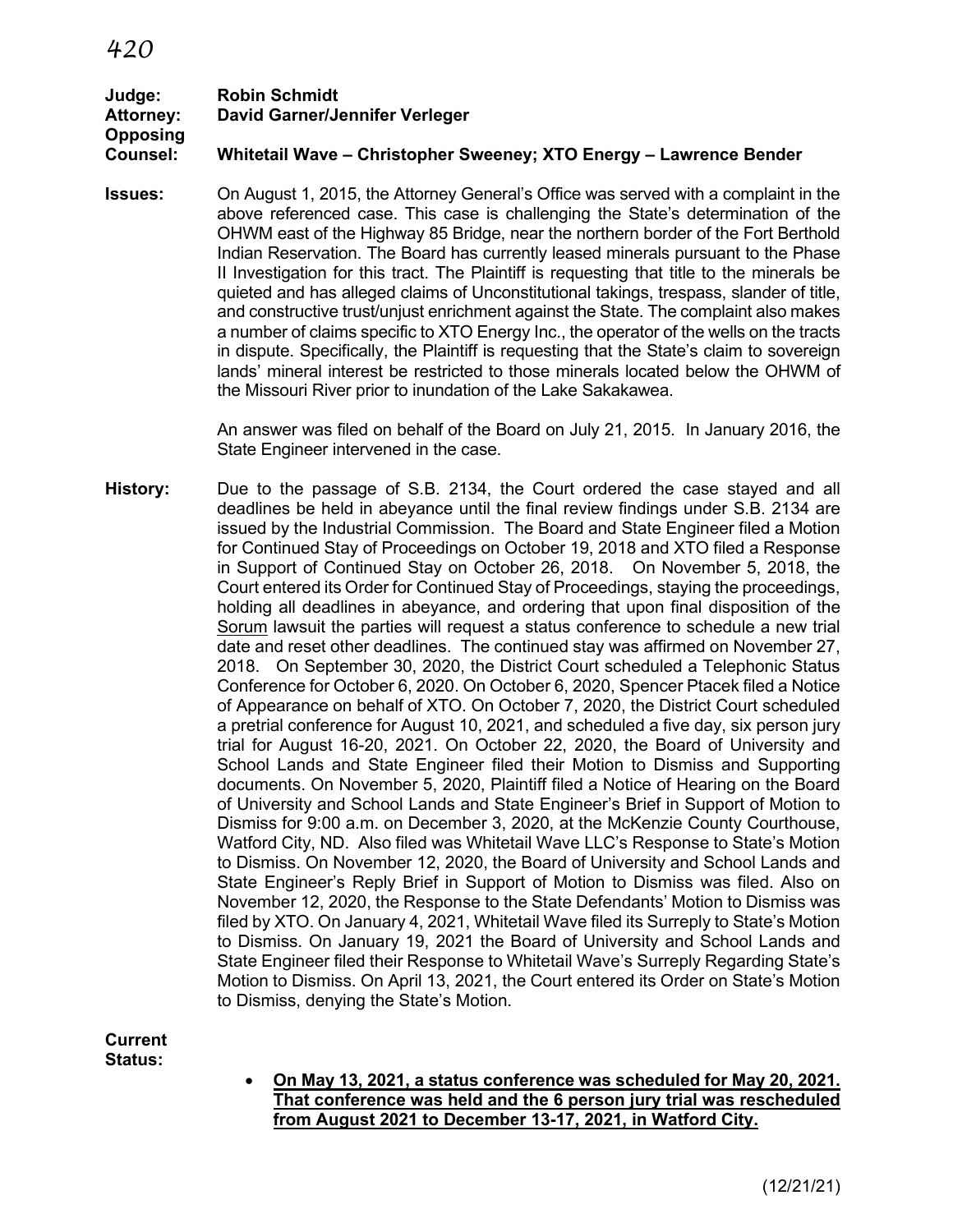*420*

**Judge:** **Robin Schmidt**
**Attorney:** **David Garner/Jennifer Verleger**
**Opposing Counsel:** **Whitetail Wave – Christopher Sweeney; XTO Energy – Lawrence Bender**

**Issues:** On August 1, 2015, the Attorney General's Office was served with a complaint in the above referenced case. This case is challenging the State's determination of the OHWM east of the Highway 85 Bridge, near the northern border of the Fort Berthold Indian Reservation. The Board has currently leased minerals pursuant to the Phase II Investigation for this tract. The Plaintiff is requesting that title to the minerals be quieted and has alleged claims of Unconstitutional takings, trespass, slander of title, and constructive trust/unjust enrichment against the State. The complaint also makes a number of claims specific to XTO Energy Inc., the operator of the wells on the tracts in dispute. Specifically, the Plaintiff is requesting that the State's claim to sovereign lands' mineral interest be restricted to those minerals located below the OHWM of the Missouri River prior to inundation of the Lake Sakakawea.

An answer was filed on behalf of the Board on July 21, 2015. In January 2016, the State Engineer intervened in the case.

**History:** Due to the passage of S.B. 2134, the Court ordered the case stayed and all deadlines be held in abeyance until the final review findings under S.B. 2134 are issued by the Industrial Commission. The Board and State Engineer filed a Motion for Continued Stay of Proceedings on October 19, 2018 and XTO filed a Response in Support of Continued Stay on October 26, 2018. On November 5, 2018, the Court entered its Order for Continued Stay of Proceedings, staying the proceedings, holding all deadlines in abeyance, and ordering that upon final disposition of the Sorum lawsuit the parties will request a status conference to schedule a new trial date and reset other deadlines. The continued stay was affirmed on November 27, 2018. On September 30, 2020, the District Court scheduled a Telephonic Status Conference for October 6, 2020. On October 6, 2020, Spencer Ptacek filed a Notice of Appearance on behalf of XTO. On October 7, 2020, the District Court scheduled a pretrial conference for August 10, 2021, and scheduled a five day, six person jury trial for August 16-20, 2021. On October 22, 2020, the Board of University and School Lands and State Engineer filed their Motion to Dismiss and Supporting documents. On November 5, 2020, Plaintiff filed a Notice of Hearing on the Board of University and School Lands and State Engineer's Brief in Support of Motion to Dismiss for 9:00 a.m. on December 3, 2020, at the McKenzie County Courthouse, Watford City, ND. Also filed was Whitetail Wave LLC's Response to State's Motion to Dismiss. On November 12, 2020, the Board of University and School Lands and State Engineer's Reply Brief in Support of Motion to Dismiss was filed. Also on November 12, 2020, the Response to the State Defendants' Motion to Dismiss was filed by XTO. On January 4, 2021, Whitetail Wave filed its Surreply to State's Motion to Dismiss. On January 19, 2021 the Board of University and School Lands and State Engineer filed their Response to Whitetail Wave's Surreply Regarding State's Motion to Dismiss. On April 13, 2021, the Court entered its Order on State's Motion to Dismiss, denying the State's Motion.

**Current Status:**

- **On May 13, 2021, a status conference was scheduled for May 20, 2021. That conference was held and the 6 person jury trial was rescheduled from August 2021 to December 13-17, 2021, in Watford City.**

(12/21/21)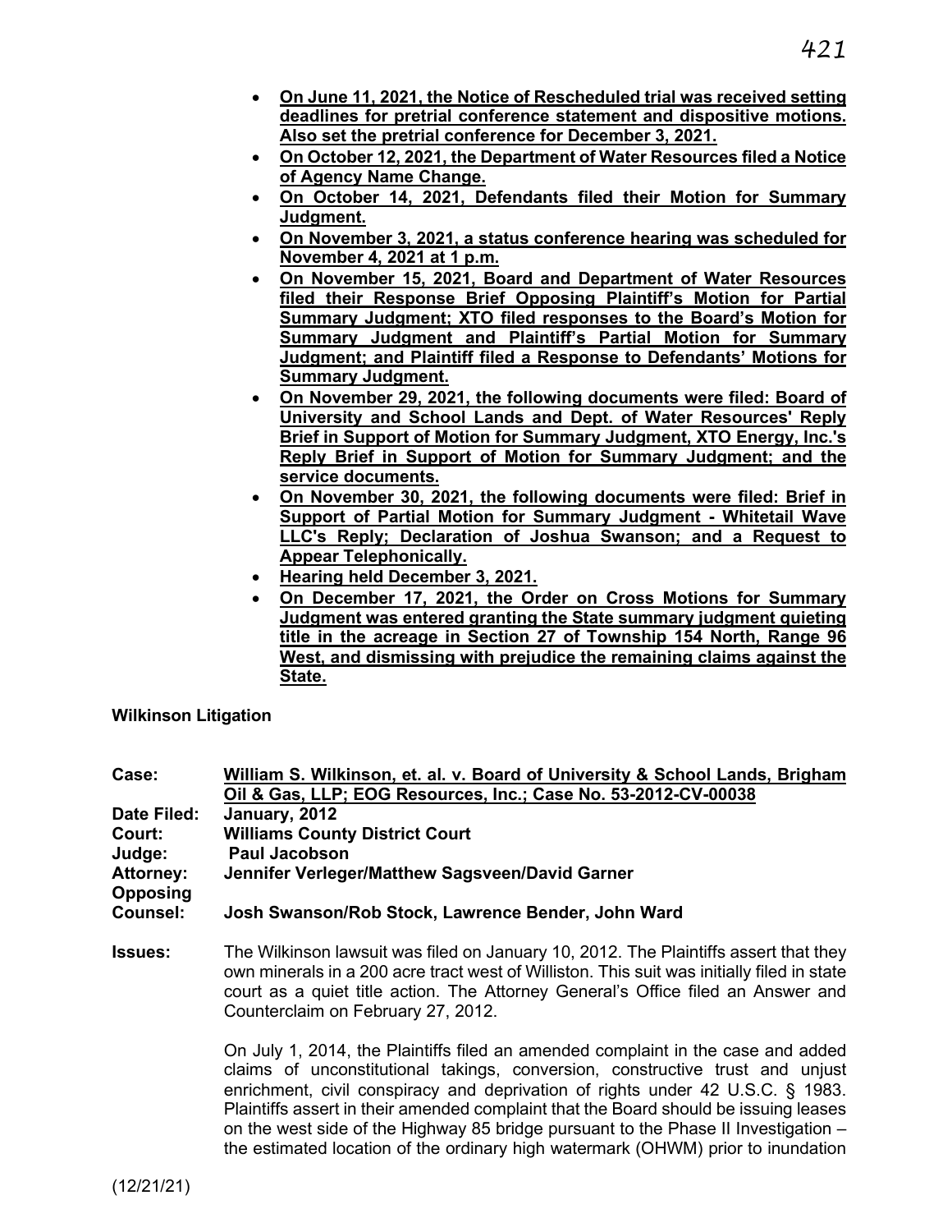- **On June 11, 2021, the Notice of Rescheduled trial was received setting deadlines for pretrial conference statement and dispositive motions. Also set the pretrial conference for December 3, 2021.**
- **On October 12, 2021, the Department of Water Resources filed a Notice of Agency Name Change.**
- **On October 14, 2021, Defendants filed their Motion for Summary Judgment.**
- **On November 3, 2021, a status conference hearing was scheduled for November 4, 2021 at 1 p.m.**
- **On November 15, 2021, Board and Department of Water Resources filed their Response Brief Opposing Plaintiff's Motion for Partial Summary Judgment; XTO filed responses to the Board's Motion for Summary Judgment and Plaintiff's Partial Motion for Summary Judgment; and Plaintiff filed a Response to Defendants' Motions for Summary Judgment.**
- **On November 29, 2021, the following documents were filed: Board of University and School Lands and Dept. of Water Resources' Reply Brief in Support of Motion for Summary Judgment, XTO Energy, Inc.'s Reply Brief in Support of Motion for Summary Judgment; and the service documents.**
- **On November 30, 2021, the following documents were filed: Brief in Support of Partial Motion for Summary Judgment - Whitetail Wave LLC's Reply; Declaration of Joshua Swanson; and a Request to Appear Telephonically.**
- **Hearing held December 3, 2021.**
- **On December 17, 2021, the Order on Cross Motions for Summary Judgment was entered granting the State summary judgment quieting title in the acreage in Section 27 of Township 154 North, Range 96 West, and dismissing with prejudice the remaining claims against the State.**

**Wilkinson Litigation**

**Case:** **William S. Wilkinson, et. al. v. Board of University & School Lands, Brigham Oil & Gas, LLP; EOG Resources, Inc.; Case No. 53-2012-CV-00038**

**Date Filed:** **January, 2012**

**Court:** **Williams County District Court**

**Judge:** **Paul Jacobson**

**Attorney:** **Jennifer Verleger/Matthew Sagsveen/David Garner**

**Opposing Counsel:** **Josh Swanson/Rob Stock, Lawrence Bender, John Ward**

**Issues:** The Wilkinson lawsuit was filed on January 10, 2012. The Plaintiffs assert that they own minerals in a 200 acre tract west of Williston. This suit was initially filed in state court as a quiet title action. The Attorney General's Office filed an Answer and Counterclaim on February 27, 2012.

On July 1, 2014, the Plaintiffs filed an amended complaint in the case and added claims of unconstitutional takings, conversion, constructive trust and unjust enrichment, civil conspiracy and deprivation of rights under 42 U.S.C. § 1983. Plaintiffs assert in their amended complaint that the Board should be issuing leases on the west side of the Highway 85 bridge pursuant to the Phase II Investigation – the estimated location of the ordinary high watermark (OHWM) prior to inundation

(12/21/21)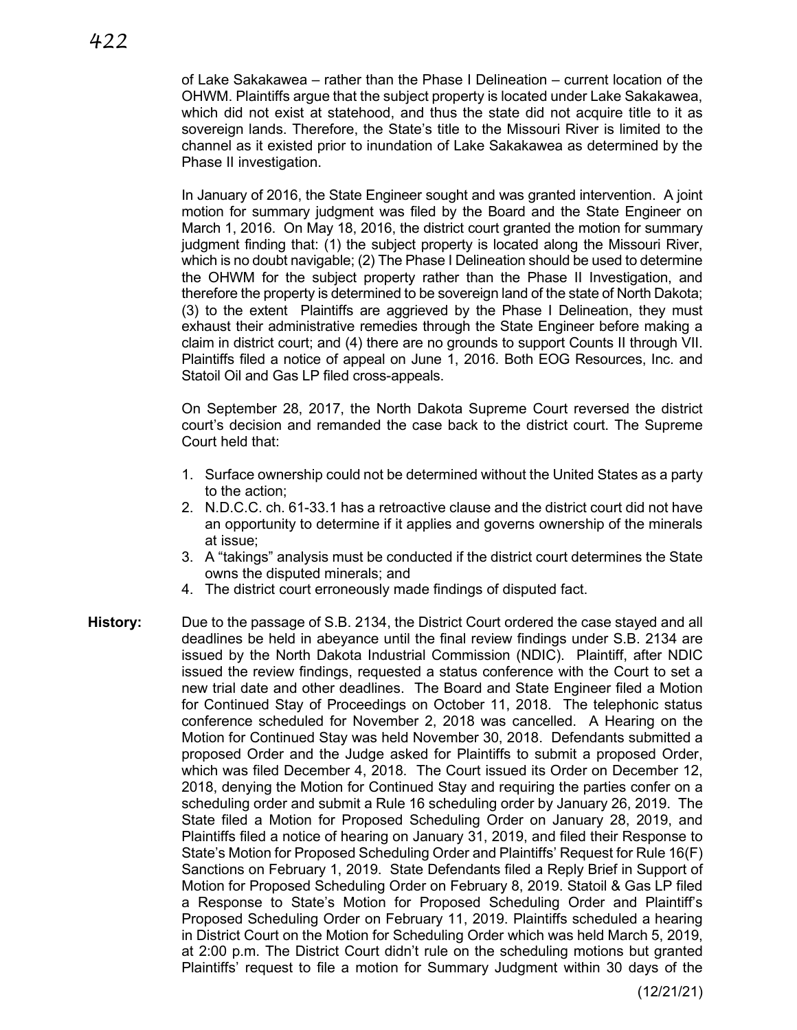of Lake Sakakawea – rather than the Phase I Delineation – current location of the OHWM. Plaintiffs argue that the subject property is located under Lake Sakakawea, which did not exist at statehood, and thus the state did not acquire title to it as sovereign lands. Therefore, the State's title to the Missouri River is limited to the channel as it existed prior to inundation of Lake Sakakawea as determined by the Phase II investigation.

In January of 2016, the State Engineer sought and was granted intervention. A joint motion for summary judgment was filed by the Board and the State Engineer on March 1, 2016. On May 18, 2016, the district court granted the motion for summary judgment finding that: (1) the subject property is located along the Missouri River, which is no doubt navigable; (2) The Phase I Delineation should be used to determine the OHWM for the subject property rather than the Phase II Investigation, and therefore the property is determined to be sovereign land of the state of North Dakota; (3) to the extent Plaintiffs are aggrieved by the Phase I Delineation, they must exhaust their administrative remedies through the State Engineer before making a claim in district court; and (4) there are no grounds to support Counts II through VII. Plaintiffs filed a notice of appeal on June 1, 2016. Both EOG Resources, Inc. and Statoil Oil and Gas LP filed cross-appeals.

On September 28, 2017, the North Dakota Supreme Court reversed the district court's decision and remanded the case back to the district court. The Supreme Court held that:

1. Surface ownership could not be determined without the United States as a party to the action;
2. N.D.C.C. ch. 61-33.1 has a retroactive clause and the district court did not have an opportunity to determine if it applies and governs ownership of the minerals at issue;
3. A "takings" analysis must be conducted if the district court determines the State owns the disputed minerals; and
4. The district court erroneously made findings of disputed fact.

**History:** Due to the passage of S.B. 2134, the District Court ordered the case stayed and all deadlines be held in abeyance until the final review findings under S.B. 2134 are issued by the North Dakota Industrial Commission (NDIC). Plaintiff, after NDIC issued the review findings, requested a status conference with the Court to set a new trial date and other deadlines. The Board and State Engineer filed a Motion for Continued Stay of Proceedings on October 11, 2018. The telephonic status conference scheduled for November 2, 2018 was cancelled. A Hearing on the Motion for Continued Stay was held November 30, 2018. Defendants submitted a proposed Order and the Judge asked for Plaintiffs to submit a proposed Order, which was filed December 4, 2018. The Court issued its Order on December 12, 2018, denying the Motion for Continued Stay and requiring the parties confer on a scheduling order and submit a Rule 16 scheduling order by January 26, 2019. The State filed a Motion for Proposed Scheduling Order on January 28, 2019, and Plaintiffs filed a notice of hearing on January 31, 2019, and filed their Response to State's Motion for Proposed Scheduling Order and Plaintiffs' Request for Rule 16(F) Sanctions on February 1, 2019. State Defendants filed a Reply Brief in Support of Motion for Proposed Scheduling Order on February 8, 2019. Statoil & Gas LP filed a Response to State's Motion for Proposed Scheduling Order and Plaintiff's Proposed Scheduling Order on February 11, 2019. Plaintiffs scheduled a hearing in District Court on the Motion for Scheduling Order which was held March 5, 2019, at 2:00 p.m. The District Court didn't rule on the scheduling motions but granted Plaintiffs' request to file a motion for Summary Judgment within 30 days of the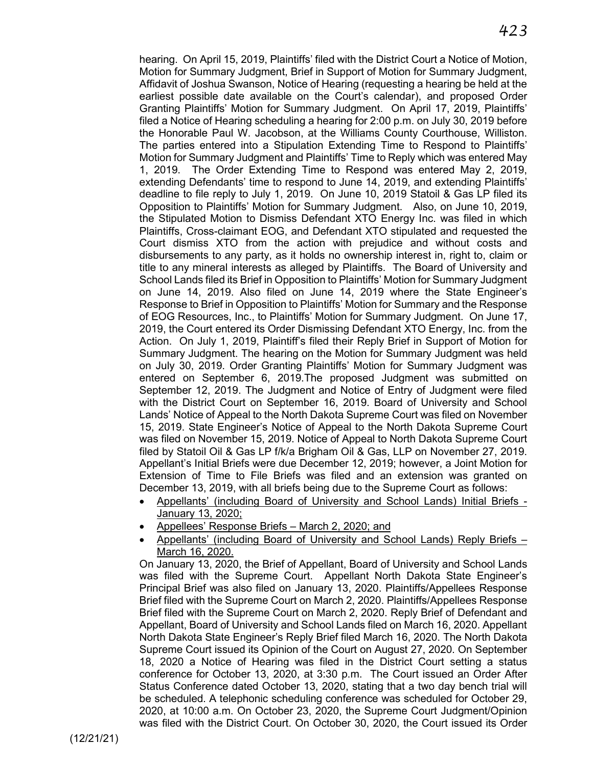hearing. On April 15, 2019, Plaintiffs' filed with the District Court a Notice of Motion, Motion for Summary Judgment, Brief in Support of Motion for Summary Judgment, Affidavit of Joshua Swanson, Notice of Hearing (requesting a hearing be held at the earliest possible date available on the Court's calendar), and proposed Order Granting Plaintiffs' Motion for Summary Judgment. On April 17, 2019, Plaintiffs' filed a Notice of Hearing scheduling a hearing for 2:00 p.m. on July 30, 2019 before the Honorable Paul W. Jacobson, at the Williams County Courthouse, Williston. The parties entered into a Stipulation Extending Time to Respond to Plaintiffs' Motion for Summary Judgment and Plaintiffs' Time to Reply which was entered May 1, 2019. The Order Extending Time to Respond was entered May 2, 2019, extending Defendants' time to respond to June 14, 2019, and extending Plaintiffs' deadline to file reply to July 1, 2019. On June 10, 2019 Statoil & Gas LP filed its Opposition to Plaintiffs' Motion for Summary Judgment. Also, on June 10, 2019, the Stipulated Motion to Dismiss Defendant XTO Energy Inc. was filed in which Plaintiffs, Cross-claimant EOG, and Defendant XTO stipulated and requested the Court dismiss XTO from the action with prejudice and without costs and disbursements to any party, as it holds no ownership interest in, right to, claim or title to any mineral interests as alleged by Plaintiffs. The Board of University and School Lands filed its Brief in Opposition to Plaintiffs' Motion for Summary Judgment on June 14, 2019. Also filed on June 14, 2019 where the State Engineer's Response to Brief in Opposition to Plaintiffs' Motion for Summary and the Response of EOG Resources, Inc., to Plaintiffs' Motion for Summary Judgment. On June 17, 2019, the Court entered its Order Dismissing Defendant XTO Energy, Inc. from the Action. On July 1, 2019, Plaintiff's filed their Reply Brief in Support of Motion for Summary Judgment. The hearing on the Motion for Summary Judgment was held on July 30, 2019. Order Granting Plaintiffs' Motion for Summary Judgment was entered on September 6, 2019.The proposed Judgment was submitted on September 12, 2019. The Judgment and Notice of Entry of Judgment were filed with the District Court on September 16, 2019. Board of University and School Lands' Notice of Appeal to the North Dakota Supreme Court was filed on November 15, 2019. State Engineer's Notice of Appeal to the North Dakota Supreme Court was filed on November 15, 2019. Notice of Appeal to North Dakota Supreme Court filed by Statoil Oil & Gas LP f/k/a Brigham Oil & Gas, LLP on November 27, 2019. Appellant's Initial Briefs were due December 12, 2019; however, a Joint Motion for Extension of Time to File Briefs was filed and an extension was granted on December 13, 2019, with all briefs being due to the Supreme Court as follows:

- <u>Appellants' (including Board of University and School Lands) Initial Briefs - January 13, 2020;</u>
- <u>Appellees' Response Briefs – March 2, 2020; and</u>
- <u>Appellants' (including Board of University and School Lands) Reply Briefs – March 16, 2020.</u>

On January 13, 2020, the Brief of Appellant, Board of University and School Lands was filed with the Supreme Court. Appellant North Dakota State Engineer's Principal Brief was also filed on January 13, 2020. Plaintiffs/Appellees Response Brief filed with the Supreme Court on March 2, 2020. Plaintiffs/Appellees Response Brief filed with the Supreme Court on March 2, 2020. Reply Brief of Defendant and Appellant, Board of University and School Lands filed on March 16, 2020. Appellant North Dakota State Engineer's Reply Brief filed March 16, 2020. The North Dakota Supreme Court issued its Opinion of the Court on August 27, 2020. On September 18, 2020 a Notice of Hearing was filed in the District Court setting a status conference for October 13, 2020, at 3:30 p.m. The Court issued an Order After Status Conference dated October 13, 2020, stating that a two day bench trial will be scheduled. A telephonic scheduling conference was scheduled for October 29, 2020, at 10:00 a.m. On October 23, 2020, the Supreme Court Judgment/Opinion was filed with the District Court. On October 30, 2020, the Court issued its Order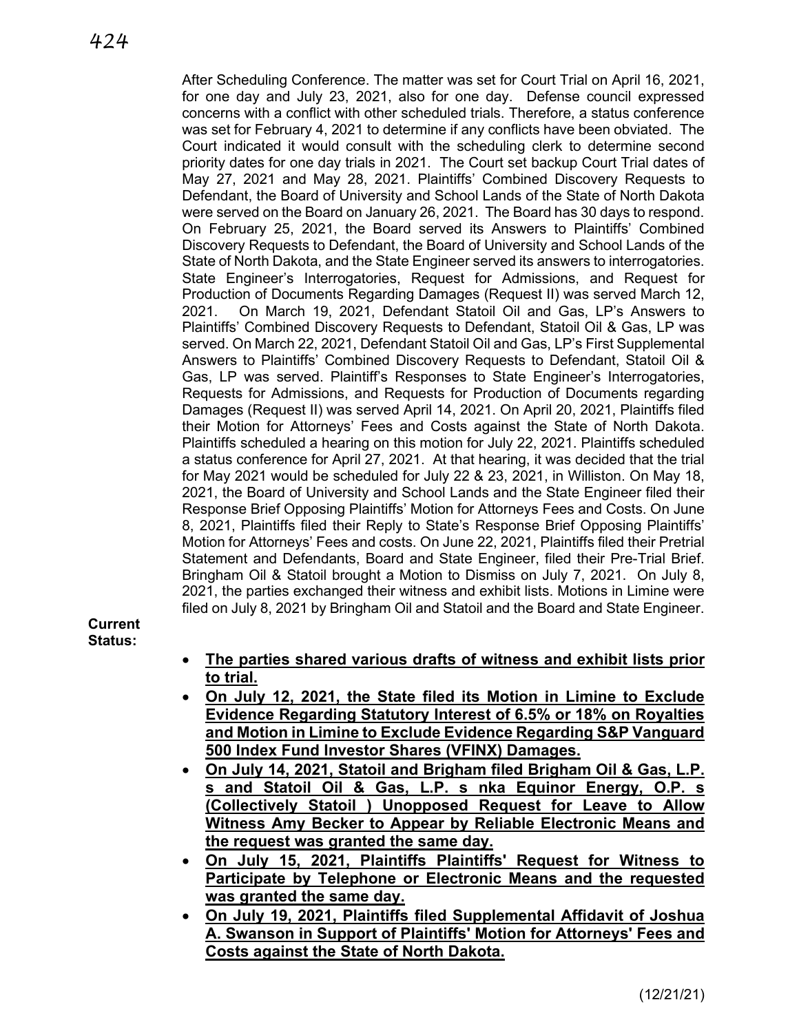After Scheduling Conference. The matter was set for Court Trial on April 16, 2021, for one day and July 23, 2021, also for one day. Defense council expressed concerns with a conflict with other scheduled trials. Therefore, a status conference was set for February 4, 2021 to determine if any conflicts have been obviated. The Court indicated it would consult with the scheduling clerk to determine second priority dates for one day trials in 2021. The Court set backup Court Trial dates of May 27, 2021 and May 28, 2021. Plaintiffs' Combined Discovery Requests to Defendant, the Board of University and School Lands of the State of North Dakota were served on the Board on January 26, 2021. The Board has 30 days to respond. On February 25, 2021, the Board served its Answers to Plaintiffs' Combined Discovery Requests to Defendant, the Board of University and School Lands of the State of North Dakota, and the State Engineer served its answers to interrogatories. State Engineer's Interrogatories, Request for Admissions, and Request for Production of Documents Regarding Damages (Request II) was served March 12, 2021. On March 19, 2021, Defendant Statoil Oil and Gas, LP's Answers to Plaintiffs' Combined Discovery Requests to Defendant, Statoil Oil & Gas, LP was served. On March 22, 2021, Defendant Statoil Oil and Gas, LP's First Supplemental Answers to Plaintiffs' Combined Discovery Requests to Defendant, Statoil Oil & Gas, LP was served. Plaintiff's Responses to State Engineer's Interrogatories, Requests for Admissions, and Requests for Production of Documents regarding Damages (Request II) was served April 14, 2021. On April 20, 2021, Plaintiffs filed their Motion for Attorneys' Fees and Costs against the State of North Dakota. Plaintiffs scheduled a hearing on this motion for July 22, 2021. Plaintiffs scheduled a status conference for April 27, 2021. At that hearing, it was decided that the trial for May 2021 would be scheduled for July 22 & 23, 2021, in Williston. On May 18, 2021, the Board of University and School Lands and the State Engineer filed their Response Brief Opposing Plaintiffs' Motion for Attorneys Fees and Costs. On June 8, 2021, Plaintiffs filed their Reply to State's Response Brief Opposing Plaintiffs' Motion for Attorneys' Fees and costs. On June 22, 2021, Plaintiffs filed their Pretrial Statement and Defendants, Board and State Engineer, filed their Pre-Trial Brief. Bringham Oil & Statoil brought a Motion to Dismiss on July 7, 2021. On July 8, 2021, the parties exchanged their witness and exhibit lists. Motions in Limine were filed on July 8, 2021 by Bringham Oil and Statoil and the Board and State Engineer.

**Current Status:**

- **The parties shared various drafts of witness and exhibit lists prior to trial.**
- **On July 12, 2021, the State filed its Motion in Limine to Exclude Evidence Regarding Statutory Interest of 6.5% or 18% on Royalties and Motion in Limine to Exclude Evidence Regarding S&P Vanguard 500 Index Fund Investor Shares (VFINX) Damages.**
- **On July 14, 2021, Statoil and Brigham filed Brigham Oil & Gas, L.P. s and Statoil Oil & Gas, L.P. s nka Equinor Energy, O.P. s (Collectively Statoil ) Unopposed Request for Leave to Allow Witness Amy Becker to Appear by Reliable Electronic Means and the request was granted the same day.**
- **On July 15, 2021, Plaintiffs Plaintiffs' Request for Witness to Participate by Telephone or Electronic Means and the requested was granted the same day.**
- **On July 19, 2021, Plaintiffs filed Supplemental Affidavit of Joshua A. Swanson in Support of Plaintiffs' Motion for Attorneys' Fees and Costs against the State of North Dakota.**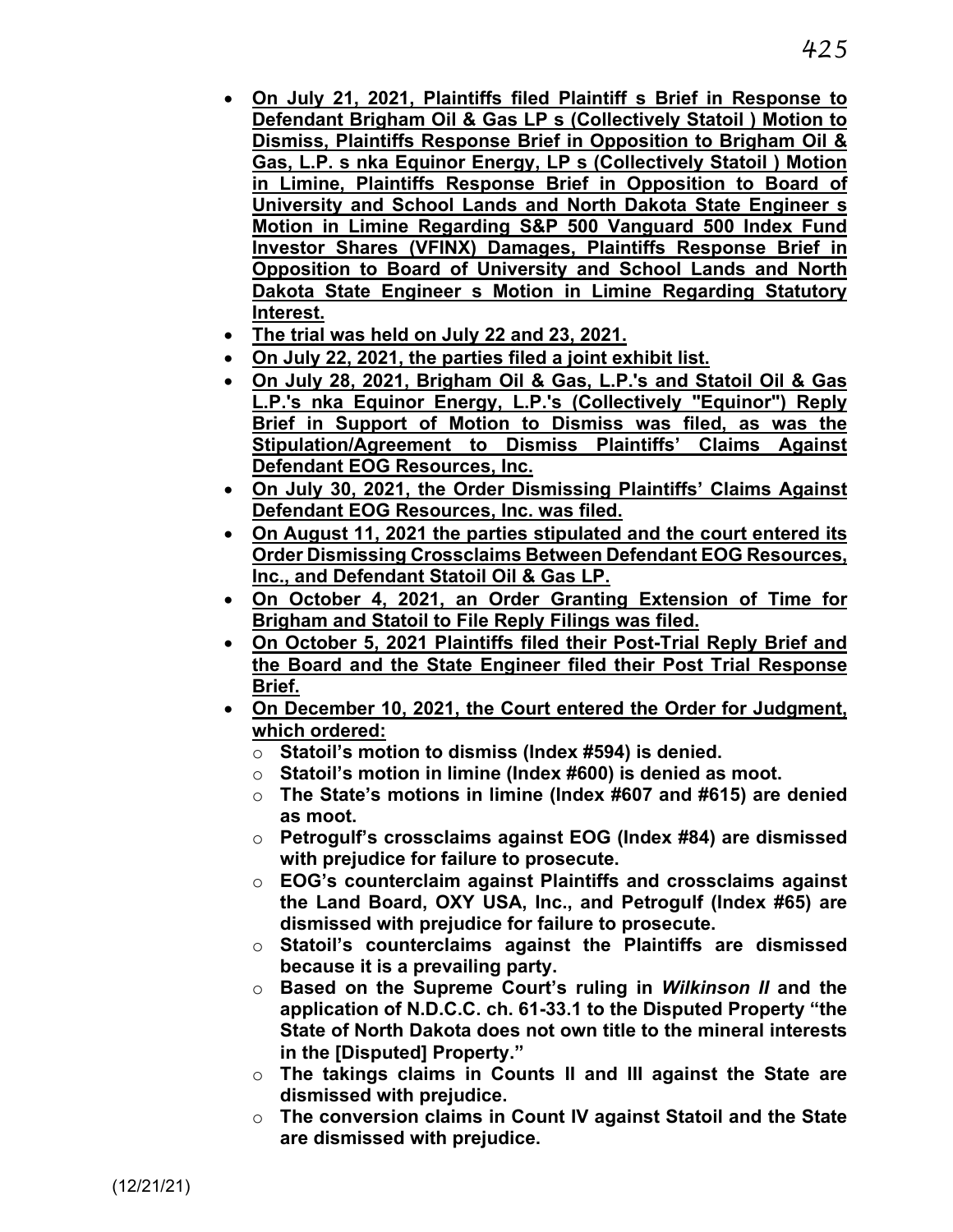- **On July 21, 2021, Plaintiffs filed Plaintiff s Brief in Response to Defendant Brigham Oil & Gas LP s (Collectively Statoil ) Motion to Dismiss, Plaintiffs Response Brief in Opposition to Brigham Oil & Gas, L.P. s nka Equinor Energy, LP s (Collectively Statoil ) Motion in Limine, Plaintiffs Response Brief in Opposition to Board of University and School Lands and North Dakota State Engineer s Motion in Limine Regarding S&P 500 Vanguard 500 Index Fund Investor Shares (VFINX) Damages, Plaintiffs Response Brief in Opposition to Board of University and School Lands and North Dakota State Engineer s Motion in Limine Regarding Statutory Interest.**
- **The trial was held on July 22 and 23, 2021.**
- **On July 22, 2021, the parties filed a joint exhibit list.**
- **On July 28, 2021, Brigham Oil & Gas, L.P.'s and Statoil Oil & Gas L.P.'s nka Equinor Energy, L.P.'s (Collectively "Equinor") Reply Brief in Support of Motion to Dismiss was filed, as was the Stipulation/Agreement to Dismiss Plaintiffs' Claims Against Defendant EOG Resources, Inc.**
- **On July 30, 2021, the Order Dismissing Plaintiffs' Claims Against Defendant EOG Resources, Inc. was filed.**
- **On August 11, 2021 the parties stipulated and the court entered its Order Dismissing Crossclaims Between Defendant EOG Resources, Inc., and Defendant Statoil Oil & Gas LP.**
- **On October 4, 2021, an Order Granting Extension of Time for Brigham and Statoil to File Reply Filings was filed.**
- **On October 5, 2021 Plaintiffs filed their Post-Trial Reply Brief and the Board and the State Engineer filed their Post Trial Response Brief.**
- **On December 10, 2021, the Court entered the Order for Judgment, which ordered:**
  - **Statoil's motion to dismiss (Index #594) is denied.**
  - **Statoil's motion in limine (Index #600) is denied as moot.**
  - **The State's motions in limine (Index #607 and #615) are denied as moot.**
  - **Petrogulf's crossclaims against EOG (Index #84) are dismissed with prejudice for failure to prosecute.**
  - **EOG's counterclaim against Plaintiffs and crossclaims against the Land Board, OXY USA, Inc., and Petrogulf (Index #65) are dismissed with prejudice for failure to prosecute.**
  - **Statoil's counterclaims against the Plaintiffs are dismissed because it is a prevailing party.**
  - **Based on the Supreme Court's ruling in *Wilkinson II* and the application of N.D.C.C. ch. 61-33.1 to the Disputed Property "the State of North Dakota does not own title to the mineral interests in the [Disputed] Property."**
  - **The takings claims in Counts II and III against the State are dismissed with prejudice.**
  - **The conversion claims in Count IV against Statoil and the State are dismissed with prejudice.**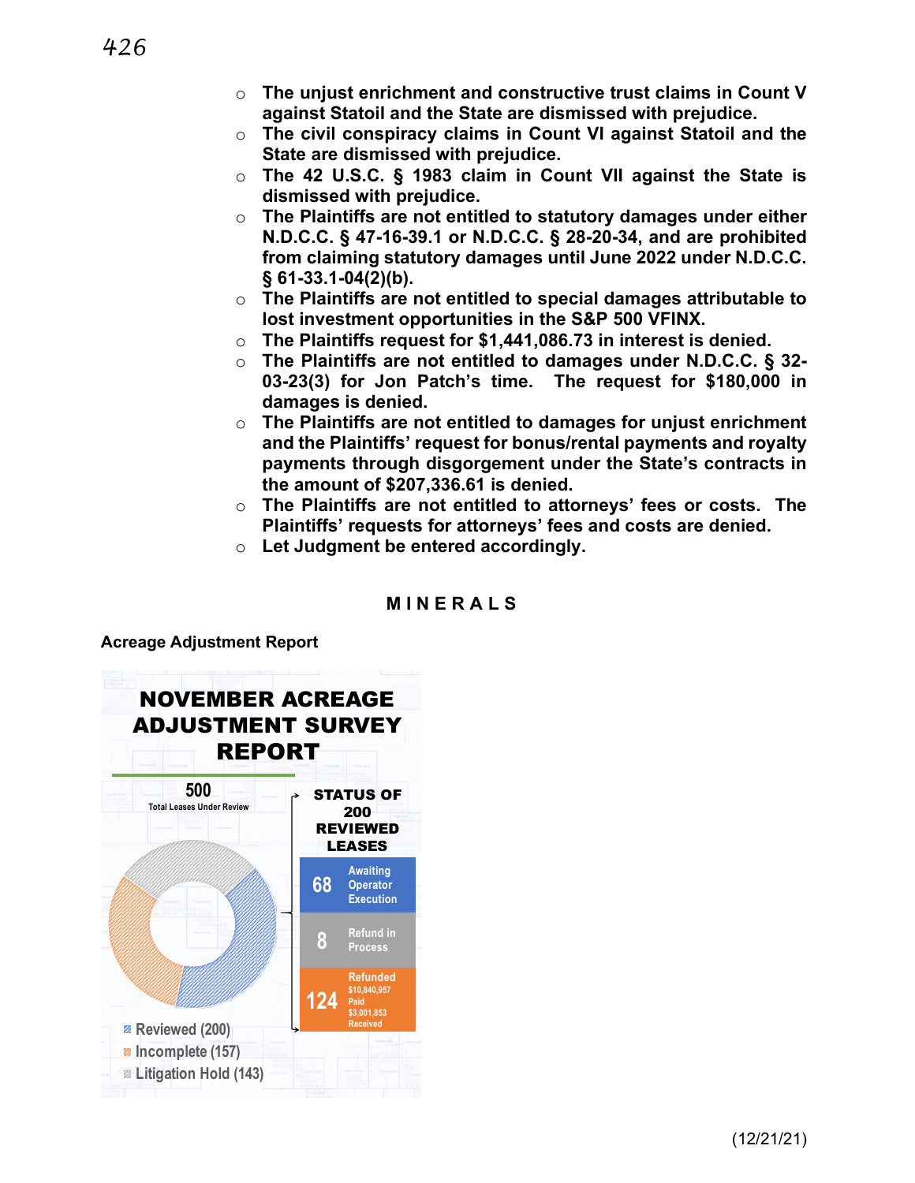- **The unjust enrichment and constructive trust claims in Count V against Statoil and the State are dismissed with prejudice.**
- **The civil conspiracy claims in Count VI against Statoil and the State are dismissed with prejudice.**
- **The 42 U.S.C. § 1983 claim in Count VII against the State is dismissed with prejudice.**
- **The Plaintiffs are not entitled to statutory damages under either N.D.C.C. § 47-16-39.1 or N.D.C.C. § 28-20-34, and are prohibited from claiming statutory damages until June 2022 under N.D.C.C. § 61-33.1-04(2)(b).**
- **The Plaintiffs are not entitled to special damages attributable to lost investment opportunities in the S&P 500 VFINX.**
- **The Plaintiffs request for $1,441,086.73 in interest is denied.**
- **The Plaintiffs are not entitled to damages under N.D.C.C. § 32-03-23(3) for Jon Patch's time. The request for $180,000 in damages is denied.**
- **The Plaintiffs are not entitled to damages for unjust enrichment and the Plaintiffs' request for bonus/rental payments and royalty payments through disgorgement under the State's contracts in the amount of $207,336.61 is denied.**
- **The Plaintiffs are not entitled to attorneys' fees or costs. The Plaintiffs' requests for attorneys' fees and costs are denied.**
- **Let Judgment be entered accordingly.**

## MINERALS

**Acreage Adjustment Report**

### NOVEMBER ACREAGE ADJUSTMENT SURVEY REPORT

**500** Total Leases Under Review

- Reviewed (200)
- Incomplete (157)
- Litigation Hold (143)

**STATUS OF 200 REVIEWED LEASES**

| Count | Status |
|---|---|
| 68 | Awaiting Operator Execution |
| 8 | Refund in Process |
| 124 | Refunded — $10,840,957 Paid; $3,001,853 Received |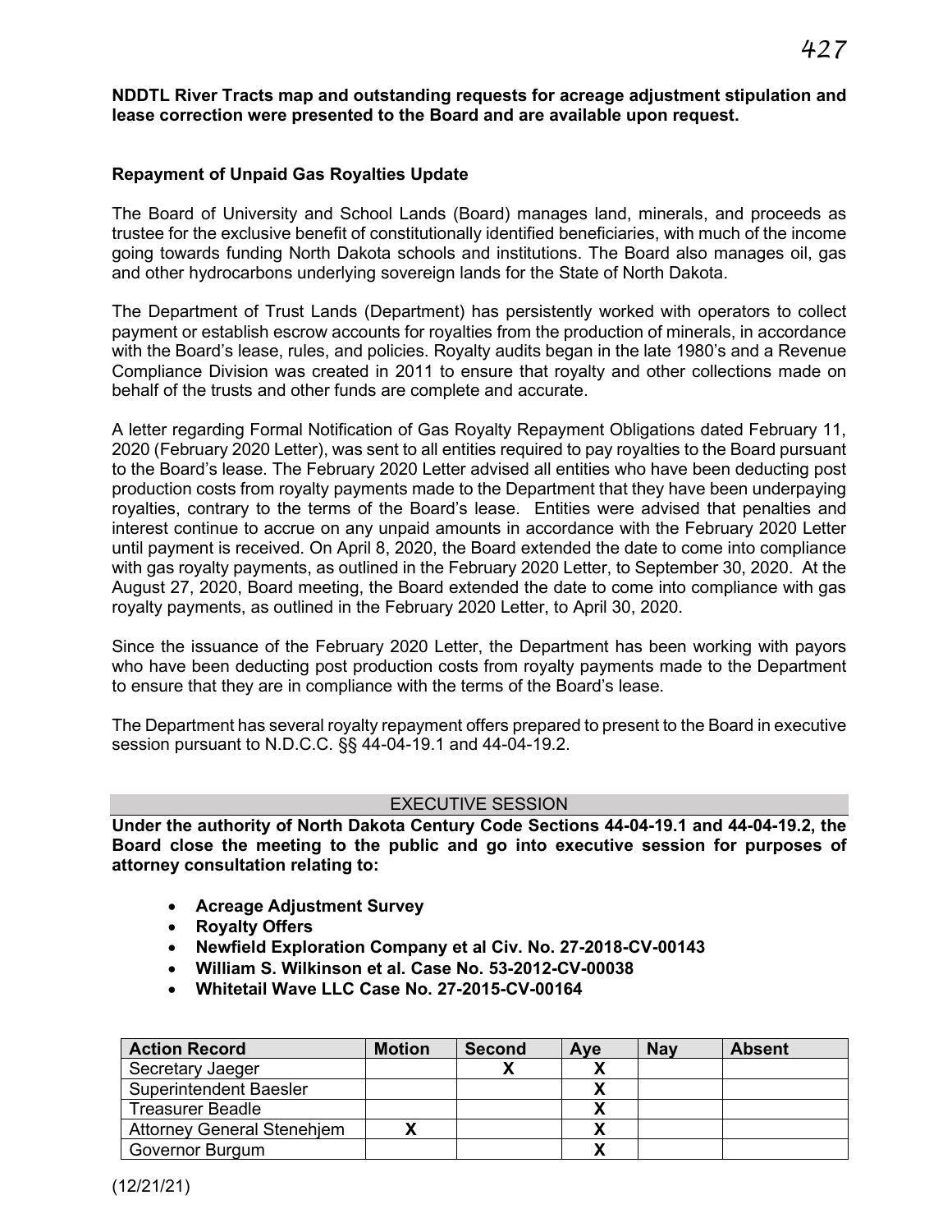**NDDTL River Tracts map and outstanding requests for acreage adjustment stipulation and lease correction were presented to the Board and are available upon request.**

### Repayment of Unpaid Gas Royalties Update

The Board of University and School Lands (Board) manages land, minerals, and proceeds as trustee for the exclusive benefit of constitutionally identified beneficiaries, with much of the income going towards funding North Dakota schools and institutions. The Board also manages oil, gas and other hydrocarbons underlying sovereign lands for the State of North Dakota.

The Department of Trust Lands (Department) has persistently worked with operators to collect payment or establish escrow accounts for royalties from the production of minerals, in accordance with the Board's lease, rules, and policies. Royalty audits began in the late 1980's and a Revenue Compliance Division was created in 2011 to ensure that royalty and other collections made on behalf of the trusts and other funds are complete and accurate.

A letter regarding Formal Notification of Gas Royalty Repayment Obligations dated February 11, 2020 (February 2020 Letter), was sent to all entities required to pay royalties to the Board pursuant to the Board's lease. The February 2020 Letter advised all entities who have been deducting post production costs from royalty payments made to the Department that they have been underpaying royalties, contrary to the terms of the Board's lease. Entities were advised that penalties and interest continue to accrue on any unpaid amounts in accordance with the February 2020 Letter until payment is received. On April 8, 2020, the Board extended the date to come into compliance with gas royalty payments, as outlined in the February 2020 Letter, to September 30, 2020. At the August 27, 2020, Board meeting, the Board extended the date to come into compliance with gas royalty payments, as outlined in the February 2020 Letter, to April 30, 2020.

Since the issuance of the February 2020 Letter, the Department has been working with payors who have been deducting post production costs from royalty payments made to the Department to ensure that they are in compliance with the terms of the Board's lease.

The Department has several royalty repayment offers prepared to present to the Board in executive session pursuant to N.D.C.C. §§ 44-04-19.1 and 44-04-19.2.

## EXECUTIVE SESSION

**Under the authority of North Dakota Century Code Sections 44-04-19.1 and 44-04-19.2, the Board close the meeting to the public and go into executive session for purposes of attorney consultation relating to:**

- **Acreage Adjustment Survey**
- **Royalty Offers**
- **Newfield Exploration Company et al Civ. No. 27-2018-CV-00143**
- **William S. Wilkinson et al. Case No. 53-2012-CV-00038**
- **Whitetail Wave LLC Case No. 27-2015-CV-00164**

| Action Record | Motion | Second | Aye | Nay | Absent |
|---|---|---|---|---|---|
| Secretary Jaeger | | X | X | | |
| Superintendent Baesler | | | X | | |
| Treasurer Beadle | | | X | | |
| Attorney General Stenehjem | X | | X | | |
| Governor Burgum | | | X | | |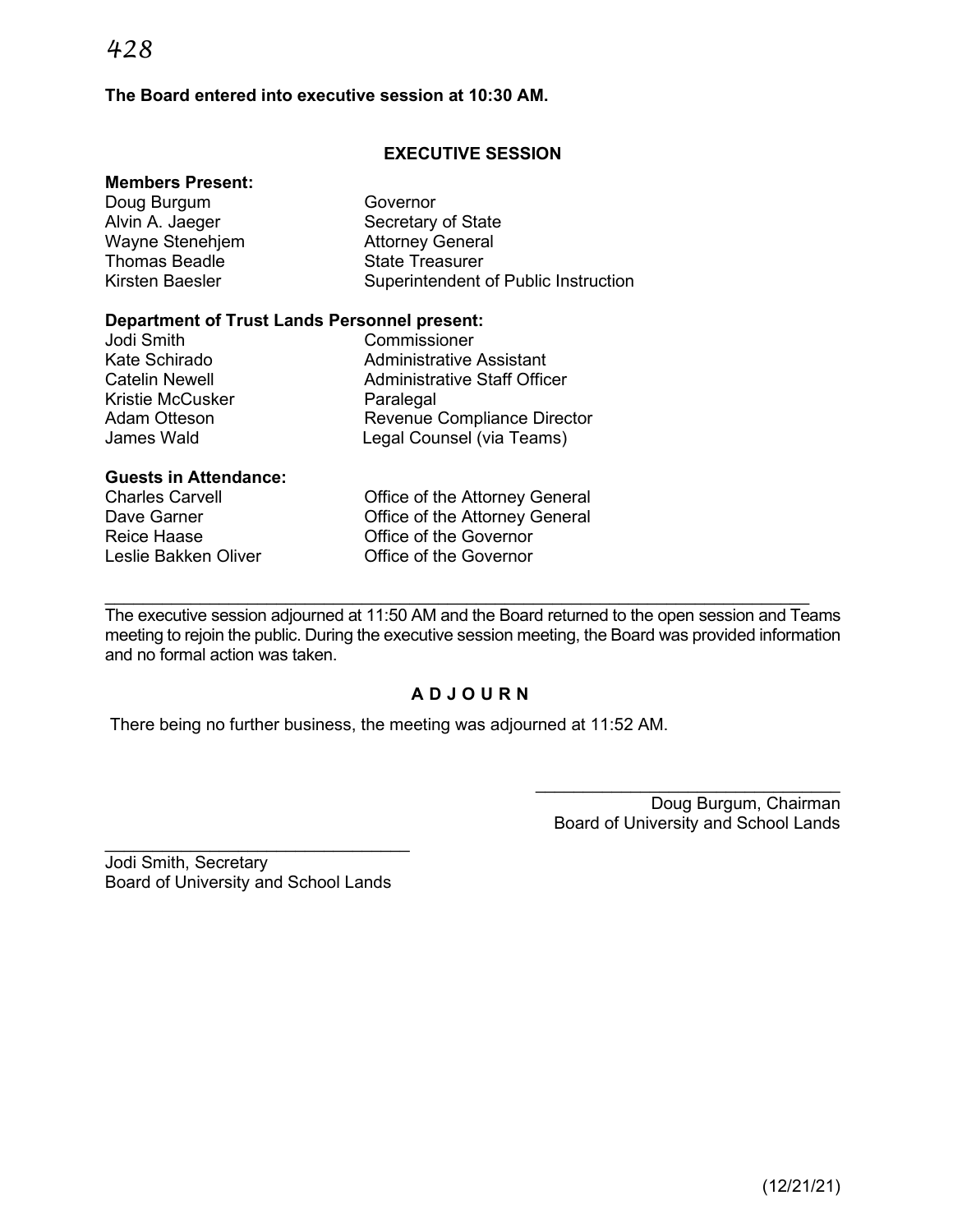**The Board entered into executive session at 10:30 AM.**

## EXECUTIVE SESSION

**Members Present:**

| | |
|---|---|
| Doug Burgum | Governor |
| Alvin A. Jaeger | Secretary of State |
| Wayne Stenehjem | Attorney General |
| Thomas Beadle | State Treasurer |
| Kirsten Baesler | Superintendent of Public Instruction |

**Department of Trust Lands Personnel present:**

| | |
|---|---|
| Jodi Smith | Commissioner |
| Kate Schirado | Administrative Assistant |
| Catelin Newell | Administrative Staff Officer |
| Kristie McCusker | Paralegal |
| Adam Otteson | Revenue Compliance Director |
| James Wald | Legal Counsel (via Teams) |

**Guests in Attendance:**

| | |
|---|---|
| Charles Carvell | Office of the Attorney General |
| Dave Garner | Office of the Attorney General |
| Reice Haase | Office of the Governor |
| Leslie Bakken Oliver | Office of the Governor |

---

The executive session adjourned at 11:50 AM and the Board returned to the open session and Teams meeting to rejoin the public. During the executive session meeting, the Board was provided information and no formal action was taken.

## A D J O U R N

There being no further business, the meeting was adjourned at 11:52 AM.

\_\_\_\_\_\_\_\_\_\_\_\_\_\_\_\_\_\_\_\_\_\_\_\_\_\_\_\_\_\_\_\_
Doug Burgum, Chairman
Board of University and School Lands

\_\_\_\_\_\_\_\_\_\_\_\_\_\_\_\_\_\_\_\_\_\_\_\_\_\_\_\_\_\_\_\_
Jodi Smith, Secretary
Board of University and School Lands